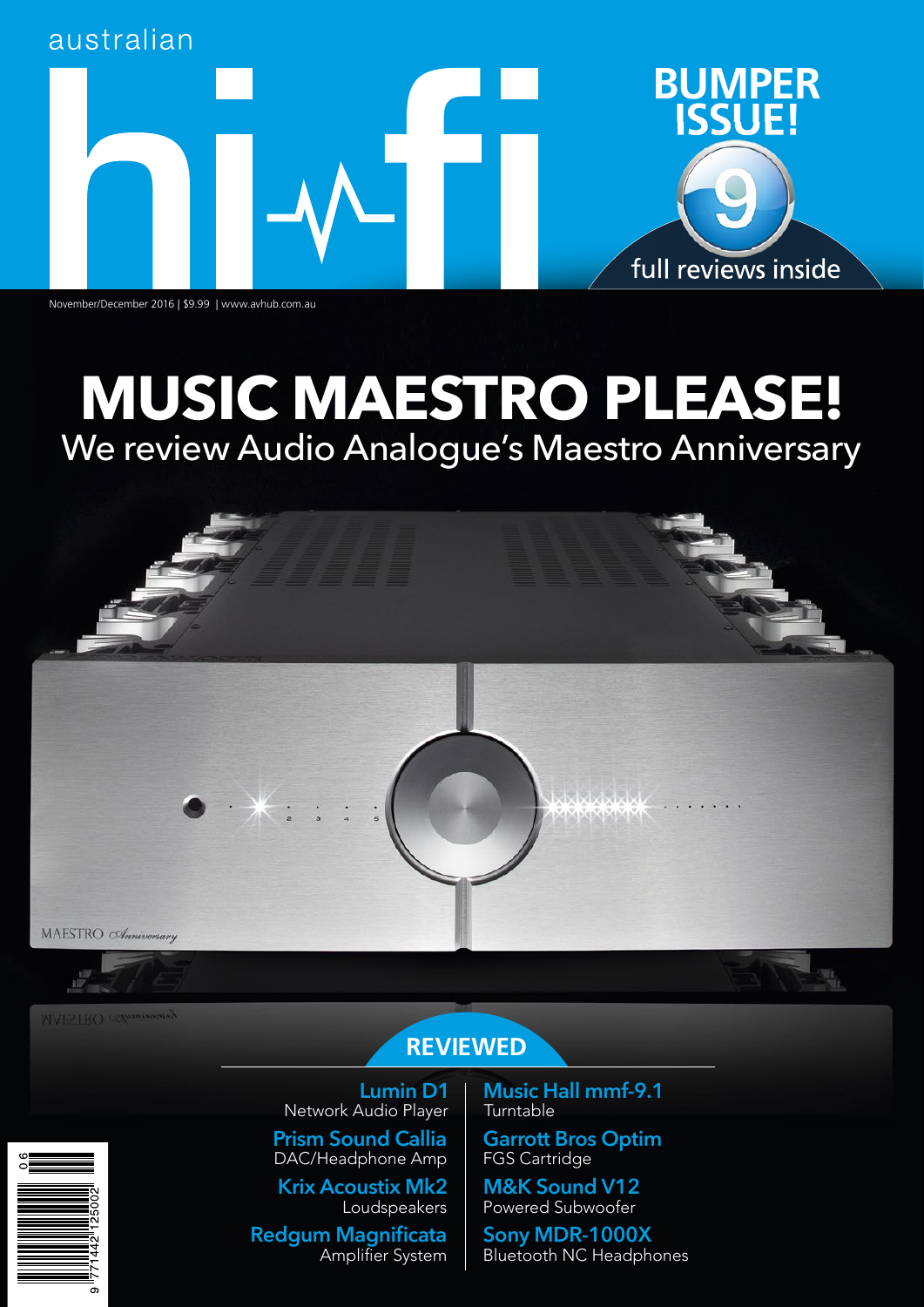australian

# hi-fi

**BUMPER ISSUE!**

9 full reviews inside

November/December 2016 | $9.99 | www.avhub.com.au

# MUSIC MAESTRO PLEASE!

## We review Audio Analogue's Maestro Anniversary

### REVIEWED

**Lumin D1**
Network Audio Player

**Prism Sound Callia**
DAC/Headphone Amp

**Krix Acoustix Mk2**
Loudspeakers

**Redgum Magnificata**
Amplifier System

**Music Hall mmf-9.1**
Turntable

**Garrott Bros Optim**
FGS Cartridge

**M&K Sound V12**
Powered Subwoofer

**Sony MDR-1000X**
Bluetooth NC Headphones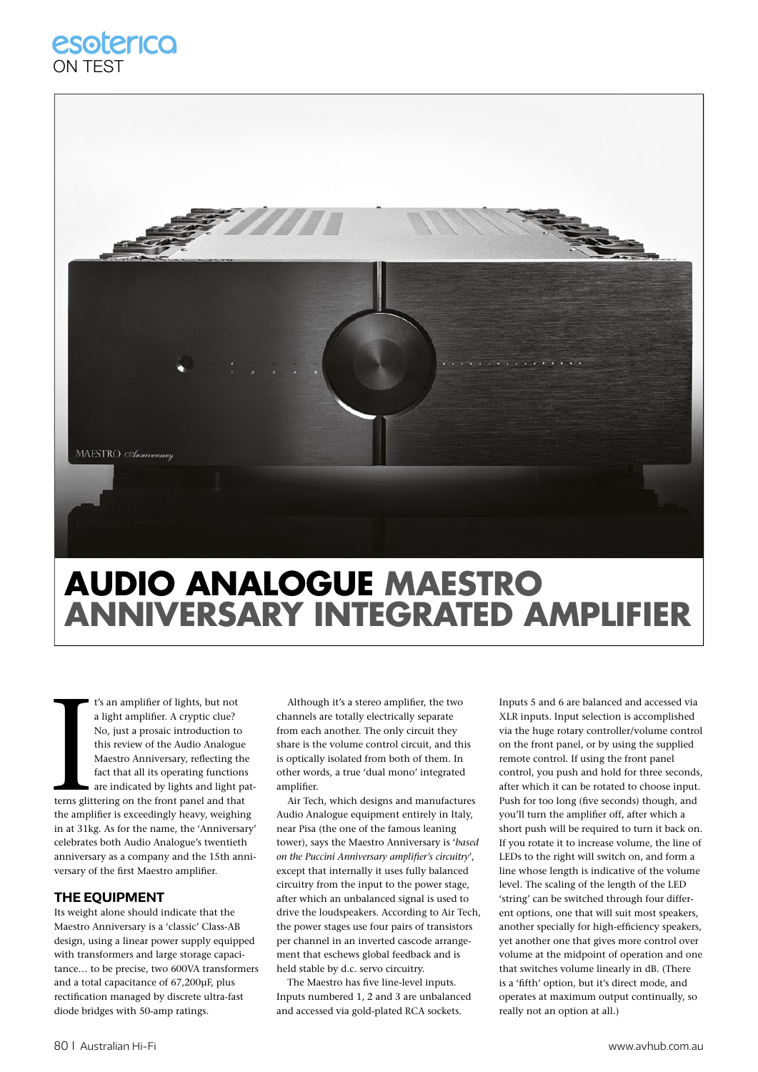esoterica
ON TEST

# AUDIO ANALOGUE MAESTRO ANNIVERSARY INTEGRATED AMPLIFIER

It's an amplifier of lights, but not a light amplifier. A cryptic clue? No, just a prosaic introduction to this review of the Audio Analogue Maestro Anniversary, reflecting the fact that all its operating functions are indicated by lights and light patterns glittering on the front panel and that the amplifier is exceedingly heavy, weighing in at 31kg. As for the name, the 'Anniversary' celebrates both Audio Analogue's twentieth anniversary as a company and the 15th anniversary of the first Maestro amplifier.

## THE EQUIPMENT

Its weight alone should indicate that the Maestro Anniversary is a 'classic' Class-AB design, using a linear power supply equipped with transformers and large storage capacitance… to be precise, two 600VA transformers and a total capacitance of 67,200µF, plus rectification managed by discrete ultra-fast diode bridges with 50-amp ratings.

Although it's a stereo amplifier, the two channels are totally electrically separate from each another. The only circuit they share is the volume control circuit, and this is optically isolated from both of them. In other words, a true 'dual mono' integrated amplifier.

Air Tech, which designs and manufactures Audio Analogue equipment entirely in Italy, near Pisa (the one of the famous leaning tower), says the Maestro Anniversary is '*based on the Puccini Anniversary amplifier's circuitry*', except that internally it uses fully balanced circuitry from the input to the power stage, after which an unbalanced signal is used to drive the loudspeakers. According to Air Tech, the power stages use four pairs of transistors per channel in an inverted cascode arrangement that eschews global feedback and is held stable by d.c. servo circuitry.

The Maestro has five line-level inputs. Inputs numbered 1, 2 and 3 are unbalanced and accessed via gold-plated RCA sockets. Inputs 5 and 6 are balanced and accessed via XLR inputs. Input selection is accomplished via the huge rotary controller/volume control on the front panel, or by using the supplied remote control. If using the front panel control, you push and hold for three seconds, after which it can be rotated to choose input. Push for too long (five seconds) though, and you'll turn the amplifier off, after which a short push will be required to turn it back on. If you rotate it to increase volume, the line of LEDs to the right will switch on, and form a line whose length is indicative of the volume level. The scaling of the length of the LED 'string' can be switched through four different options, one that will suit most speakers, another specially for high-efficiency speakers, yet another one that gives more control over volume at the midpoint of operation and one that switches volume linearly in dB. (There is a 'fifth' option, but it's direct mode, and operates at maximum output continually, so really not an option at all.)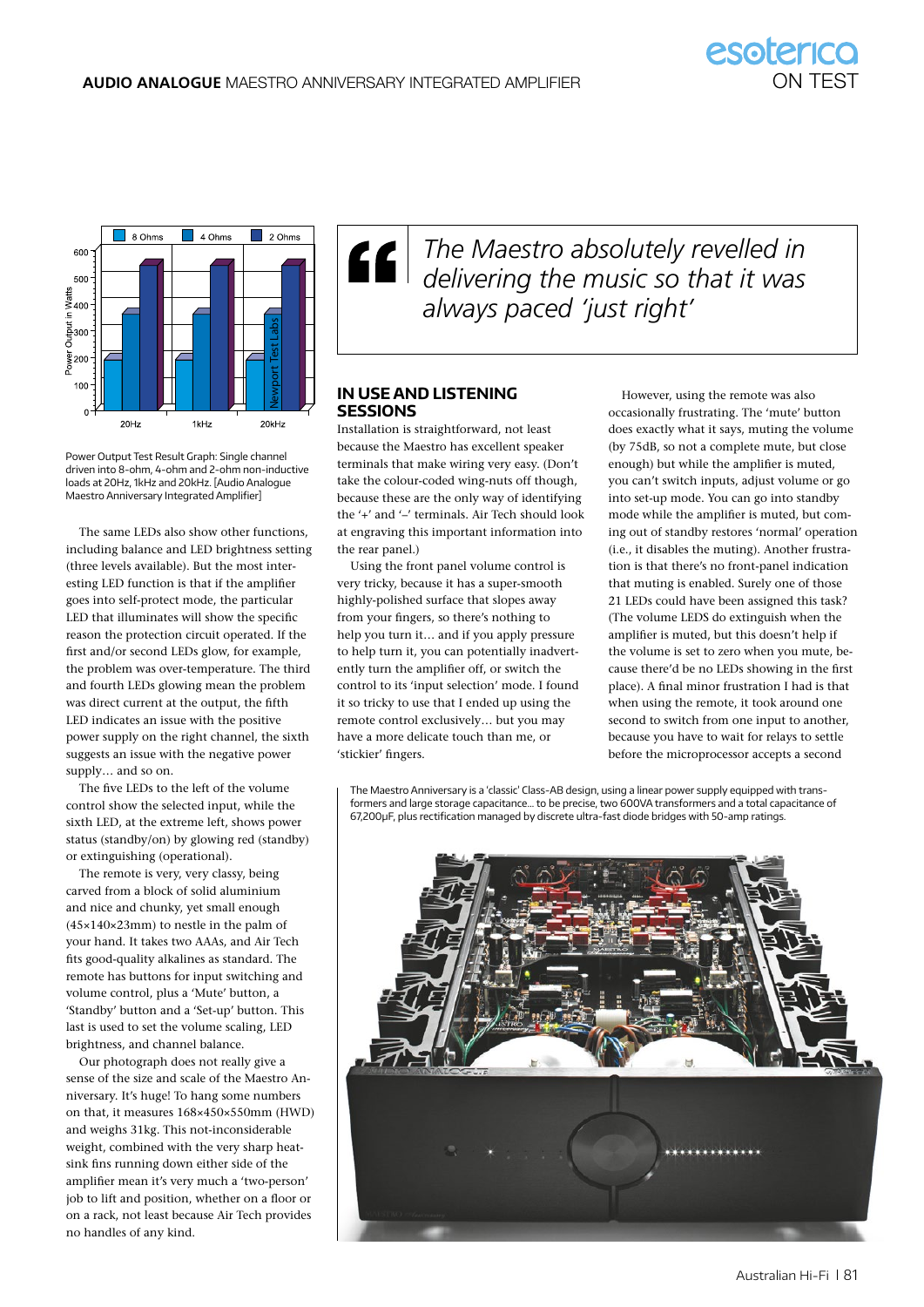Power Output Test Result Graph: Single channel driven into 8-ohm, 4-ohm and 2-ohm non-inductive loads at 20Hz, 1kHz and 20kHz. [Audio Analogue Maestro Anniversary Integrated Amplifier]

The same LEDs also show other functions, including balance and LED brightness setting (three levels available). But the most interesting LED function is that if the amplifier goes into self-protect mode, the particular LED that illuminates will show the specific reason the protection circuit operated. If the first and/or second LEDs glow, for example, the problem was over-temperature. The third and fourth LEDs glowing mean the problem was direct current at the output, the fifth LED indicates an issue with the positive power supply on the right channel, the sixth suggests an issue with the negative power supply… and so on.

The five LEDs to the left of the volume control show the selected input, while the sixth LED, at the extreme left, shows power status (standby/on) by glowing red (standby) or extinguishing (operational).

The remote is very, very classy, being carved from a block of solid aluminium and nice and chunky, yet small enough (45×140×23mm) to nestle in the palm of your hand. It takes two AAAs, and Air Tech fits good-quality alkalines as standard. The remote has buttons for input switching and volume control, plus a 'Mute' button, a 'Standby' button and a 'Set-up' button. This last is used to set the volume scaling, LED brightness, and channel balance.

Our photograph does not really give a sense of the size and scale of the Maestro Anniversary. It's huge! To hang some numbers on that, it measures 168×450×550mm (HWD) and weighs 31kg. This not-inconsiderable weight, combined with the very sharp heatsink fins running down either side of the amplifier mean it's very much a 'two-person' job to lift and position, whether on a floor or on a rack, not least because Air Tech provides no handles of any kind.

> *The Maestro absolutely revelled in delivering the music so that it was always paced 'just right'*

## IN USE AND LISTENING SESSIONS

Installation is straightforward, not least because the Maestro has excellent speaker terminals that make wiring very easy. (Don't take the colour-coded wing-nuts off though, because these are the only way of identifying the '+' and '–' terminals. Air Tech should look at engraving this important information into the rear panel.)

Using the front panel volume control is very tricky, because it has a super-smooth highly-polished surface that slopes away from your fingers, so there's nothing to help you turn it… and if you apply pressure to help turn it, you can potentially inadvertently turn the amplifier off, or switch the control to its 'input selection' mode. I found it so tricky to use that I ended up using the remote control exclusively… but you may have a more delicate touch than me, or 'stickier' fingers.

However, using the remote was also occasionally frustrating. The 'mute' button does exactly what it says, muting the volume (by 75dB, so not a complete mute, but close enough) but while the amplifier is muted, you can't switch inputs, adjust volume or go into set-up mode. You can go into standby mode while the amplifier is muted, but coming out of standby restores 'normal' operation (i.e., it disables the muting). Another frustration is that there's no front-panel indication that muting is enabled. Surely one of those 21 LEDs could have been assigned this task? (The volume LEDS do extinguish when the amplifier is muted, but this doesn't help if the volume is set to zero when you mute, because there'd be no LEDs showing in the first place). A final minor frustration I had is that when using the remote, it took around one second to switch from one input to another, because you have to wait for relays to settle before the microprocessor accepts a second

The Maestro Anniversary is a 'classic' Class-AB design, using a linear power supply equipped with transformers and large storage capacitance… to be precise, two 600VA transformers and a total capacitance of 67,200µF, plus rectification managed by discrete ultra-fast diode bridges with 50-amp ratings.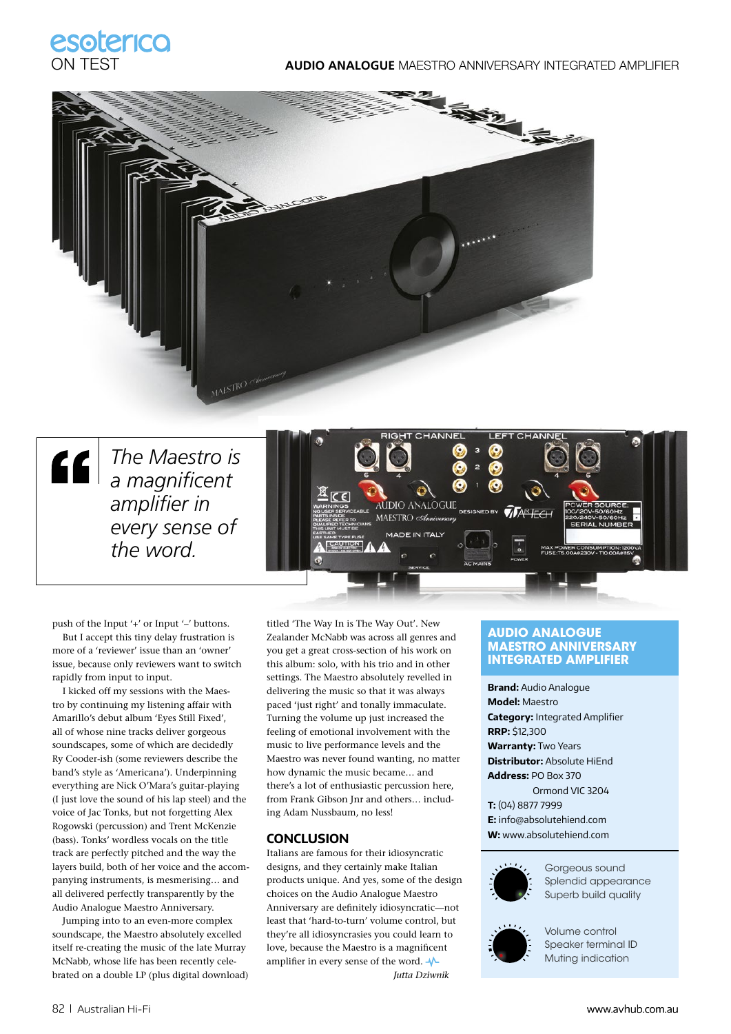> *The Maestro is a magnificent amplifier in every sense of the word.*

push of the Input '+' or Input '–' buttons.

But I accept this tiny delay frustration is more of a 'reviewer' issue than an 'owner' issue, because only reviewers want to switch rapidly from input to input.

I kicked off my sessions with the Maestro by continuing my listening affair with Amarillo's debut album 'Eyes Still Fixed', all of whose nine tracks deliver gorgeous soundscapes, some of which are decidedly Ry Cooder-ish (some reviewers describe the band's style as 'Americana'). Underpinning everything are Nick O'Mara's guitar-playing (I just love the sound of his lap steel) and the voice of Jac Tonks, but not forgetting Alex Rogowski (percussion) and Trent McKenzie (bass). Tonks' wordless vocals on the title track are perfectly pitched and the way the layers build, both of her voice and the accompanying instruments, is mesmerising… and all delivered perfectly transparently by the Audio Analogue Maestro Anniversary.

Jumping into to an even-more complex soundscape, the Maestro absolutely excelled itself re-creating the music of the late Murray McNabb, whose life has been recently celebrated on a double LP (plus digital download) titled 'The Way In is The Way Out'. New Zealander McNabb was across all genres and you get a great cross-section of his work on this album: solo, with his trio and in other settings. The Maestro absolutely revelled in delivering the music so that it was always paced 'just right' and tonally immaculate. Turning the volume up just increased the feeling of emotional involvement with the music to live performance levels and the Maestro was never found wanting, no matter how dynamic the music became… and there's a lot of enthusiastic percussion here, from Frank Gibson Jnr and others… including Adam Nussbaum, no less!

## CONCLUSION

Italians are famous for their idiosyncratic designs, and they certainly make Italian products unique. And yes, some of the design choices on the Audio Analogue Maestro Anniversary are definitely idiosyncratic—not least that 'hard-to-turn' volume control, but they're all idiosyncrasies you could learn to love, because the Maestro is a magnificent amplifier in every sense of the word.

*Jutta Dziwnik*

## AUDIO ANALOGUE MAESTRO ANNIVERSARY INTEGRATED AMPLIFIER

**Brand:** Audio Analogue
**Model:** Maestro
**Category:** Integrated Amplifier
**RRP:** $12,300
**Warranty:** Two Years
**Distributor:** Absolute HiEnd
**Address:** PO Box 370
Ormond VIC 3204
**T:** (04) 8877 7999
**E:** info@absolutehiend.com
**W:** www.absolutehiend.com

- Gorgeous sound
- Splendid appearance
- Superb build quality

- Volume control
- Speaker terminal ID
- Muting indication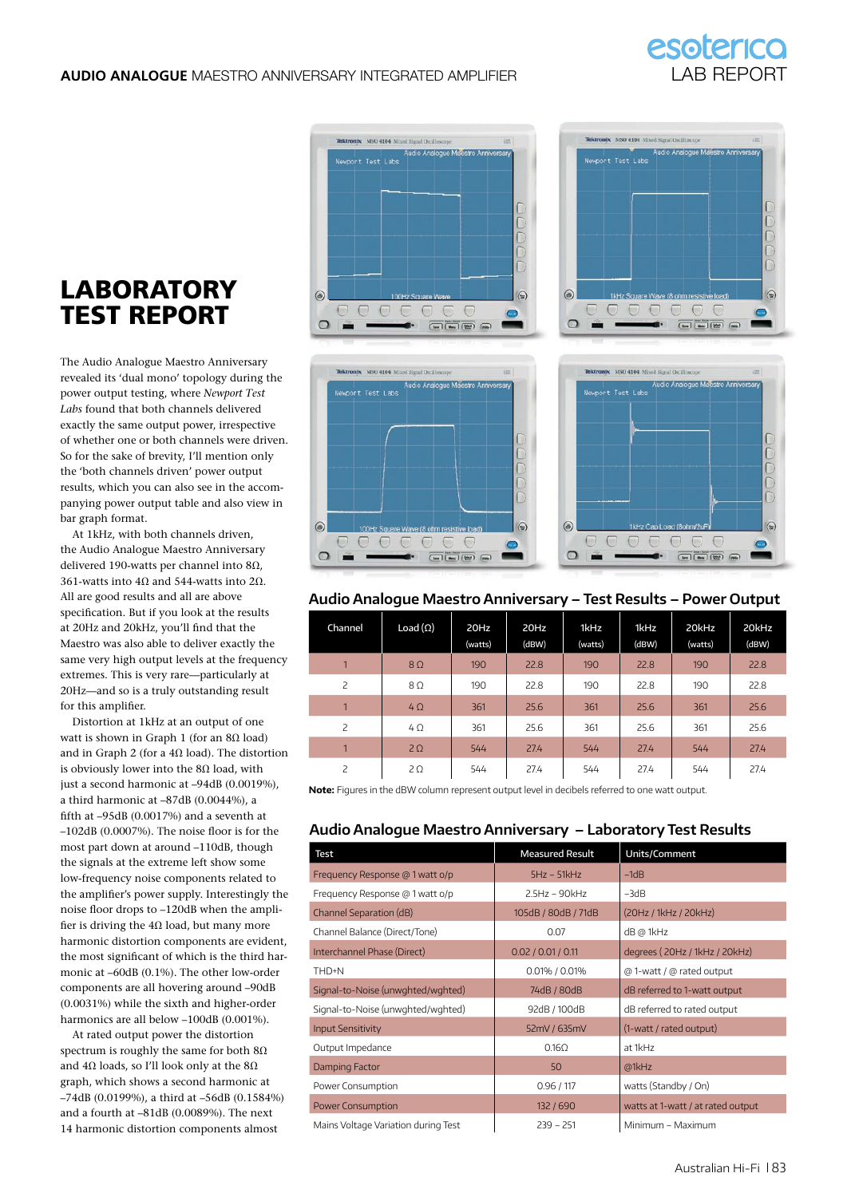# LABORATORY TEST REPORT

The Audio Analogue Maestro Anniversary revealed its 'dual mono' topology during the power output testing, where *Newport Test Labs* found that both channels delivered exactly the same output power, irrespective of whether one or both channels were driven. So for the sake of brevity, I'll mention only the 'both channels driven' power output results, which you can also see in the accompanying power output table and also view in bar graph format.

At 1kHz, with both channels driven, the Audio Analogue Maestro Anniversary delivered 190-watts per channel into 8Ω, 361-watts into 4Ω and 544-watts into 2Ω. All are good results and all are above specification. But if you look at the results at 20Hz and 20kHz, you'll find that the Maestro was also able to deliver exactly the same very high output levels at the frequency extremes. This is very rare—particularly at 20Hz—and so is a truly outstanding result for this amplifier.

Distortion at 1kHz at an output of one watt is shown in Graph 1 (for an 8Ω load) and in Graph 2 (for a 4Ω load). The distortion is obviously lower into the 8Ω load, with just a second harmonic at –94dB (0.0019%), a third harmonic at –87dB (0.0044%), a fifth at –95dB (0.0017%) and a seventh at –102dB (0.0007%). The noise floor is for the most part down at around –110dB, though the signals at the extreme left show some low-frequency noise components related to the amplifier's power supply. Interestingly the noise floor drops to –120dB when the amplifier is driving the 4Ω load, but many more harmonic distortion components are evident, the most significant of which is the third harmonic at –60dB (0.1%). The other low-order components are all hovering around –90dB (0.0031%) while the sixth and higher-order harmonics are all below –100dB (0.001%).

At rated output power the distortion spectrum is roughly the same for both 8Ω and 4Ω loads, so I'll look only at the 8Ω graph, which shows a second harmonic at –74dB (0.0199%), a third at –56dB (0.1584%) and a fourth at –81dB (0.0089%). The next 14 harmonic distortion components almost

## Audio Analogue Maestro Anniversary – Test Results – Power Output

| Channel | Load (Ω) | 20Hz (watts) | 20Hz (dBW) | 1kHz (watts) | 1kHz (dBW) | 20kHz (watts) | 20kHz (dBW) |
|---|---|---|---|---|---|---|---|
| 1 | 8 Ω | 190 | 22.8 | 190 | 22.8 | 190 | 22.8 |
| 2 | 8 Ω | 190 | 22.8 | 190 | 22.8 | 190 | 22.8 |
| 1 | 4 Ω | 361 | 25.6 | 361 | 25.6 | 361 | 25.6 |
| 2 | 4 Ω | 361 | 25.6 | 361 | 25.6 | 361 | 25.6 |
| 1 | 2 Ω | 544 | 27.4 | 544 | 27.4 | 544 | 27.4 |
| 2 | 2 Ω | 544 | 27.4 | 544 | 27.4 | 544 | 27.4 |

**Note:** Figures in the dBW column represent output level in decibels referred to one watt output.

## Audio Analogue Maestro Anniversary – Laboratory Test Results

| Test | Measured Result | Units/Comment |
|---|---|---|
| Frequency Response @ 1 watt o/p | 5Hz – 51kHz | –1dB |
| Frequency Response @ 1 watt o/p | 2.5Hz – 90kHz | –3dB |
| Channel Separation (dB) | 105dB / 80dB / 71dB | (20Hz / 1kHz / 20kHz) |
| Channel Balance (Direct/Tone) | 0.07 | dB @ 1kHz |
| Interchannel Phase (Direct) | 0.02 / 0.01 / 0.11 | degrees ( 20Hz / 1kHz / 20kHz) |
| THD+N | 0.01% / 0.01% | @ 1-watt / @ rated output |
| Signal-to-Noise (unwghted/wghted) | 74dB / 80dB | dB referred to 1-watt output |
| Signal-to-Noise (unwghted/wghted) | 92dB / 100dB | dB referred to rated output |
| Input Sensitivity | 52mV / 635mV | (1-watt / rated output) |
| Output Impedance | 0.16Ω | at 1kHz |
| Damping Factor | 50 | @1kHz |
| Power Consumption | 0.96 / 117 | watts (Standby / On) |
| Power Consumption | 132 / 690 | watts at 1-watt / at rated output |
| Mains Voltage Variation during Test | 239 – 251 | Minimum – Maximum |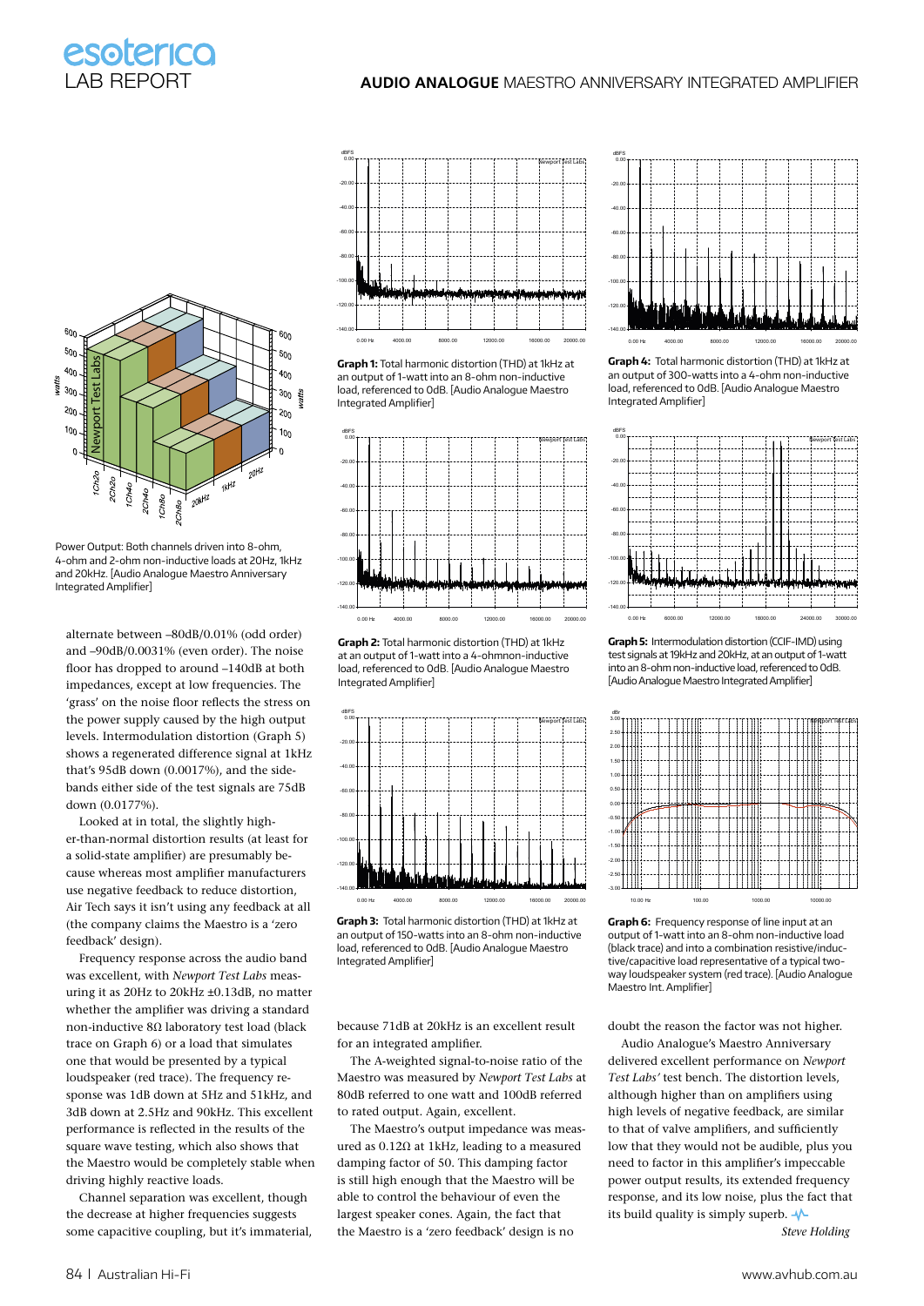Power Output: Both channels driven into 8-ohm, 4-ohm and 2-ohm non-inductive loads at 20Hz, 1kHz and 20kHz. [Audio Analogue Maestro Anniversary Integrated Amplifier]

alternate between –80dB/0.01% (odd order) and –90dB/0.0031% (even order). The noise floor has dropped to around –140dB at both impedances, except at low frequencies. The 'grass' on the noise floor reflects the stress on the power supply caused by the high output levels. Intermodulation distortion (Graph 5) shows a regenerated difference signal at 1kHz that's 95dB down (0.0017%), and the sidebands either side of the test signals are 75dB down (0.0177%).

Looked at in total, the slightly higher-than-normal distortion results (at least for a solid-state amplifier) are presumably because whereas most amplifier manufacturers use negative feedback to reduce distortion, Air Tech says it isn't using any feedback at all (the company claims the Maestro is a 'zero feedback' design).

Frequency response across the audio band was excellent, with *Newport Test Labs* measuring it as 20Hz to 20kHz ±0.13dB, no matter whether the amplifier was driving a standard non-inductive 8Ω laboratory test load (black trace on Graph 6) or a load that simulates one that would be presented by a typical loudspeaker (red trace). The frequency response was 1dB down at 5Hz and 51kHz, and 3dB down at 2.5Hz and 90kHz. This excellent performance is reflected in the results of the square wave testing, which also shows that the Maestro would be completely stable when driving highly reactive loads.

Channel separation was excellent, though the decrease at higher frequencies suggests some capacitive coupling, but it's immaterial, because 71dB at 20kHz is an excellent result for an integrated amplifier.

The A-weighted signal-to-noise ratio of the Maestro was measured by *Newport Test Labs* at 80dB referred to one watt and 100dB referred to rated output. Again, excellent.

The Maestro's output impedance was measured as 0.12Ω at 1kHz, leading to a measured damping factor of 50. This damping factor is still high enough that the Maestro will be able to control the behaviour of even the largest speaker cones. Again, the fact that the Maestro is a 'zero feedback' design is no doubt the reason the factor was not higher.

Audio Analogue's Maestro Anniversary delivered excellent performance on *Newport Test Labs'* test bench. The distortion levels, although higher than on amplifiers using high levels of negative feedback, are similar to that of valve amplifiers, and sufficiently low that they would not be audible, plus you need to factor in this amplifier's impeccable power output results, its extended frequency response, and its low noise, plus the fact that its build quality is simply superb.

*Steve Holding*

**Graph 1:** Total harmonic distortion (THD) at 1kHz at an output of 1-watt into an 8-ohm non-inductive load, referenced to 0dB. [Audio Analogue Maestro Integrated Amplifier]

**Graph 2:** Total harmonic distortion (THD) at 1kHz at an output of 1-watt into a 4-ohmnon-inductive load, referenced to 0dB. [Audio Analogue Maestro Integrated Amplifier]

**Graph 3:** Total harmonic distortion (THD) at 1kHz at an output of 150-watts into an 8-ohm non-inductive load, referenced to 0dB. [Audio Analogue Maestro Integrated Amplifier]

**Graph 4:** Total harmonic distortion (THD) at 1kHz at an output of 300-watts into a 4-ohm non-inductive load, referenced to 0dB. [Audio Analogue Maestro Integrated Amplifier]

**Graph 5:** Intermodulation distortion (CCIF-IMD) using test signals at 19kHz and 20kHz, at an output of 1-watt into an 8-ohm non-inductive load, referenced to 0dB. [Audio Analogue Maestro Integrated Amplifier]

**Graph 6:** Frequency response of line input at an output of 1-watt into an 8-ohm non-inductive load (black trace) and into a combination resistive/inductive/capacitive load representative of a typical two-way loudspeaker system (red trace). [Audio Analogue Maestro Int. Amplifier]